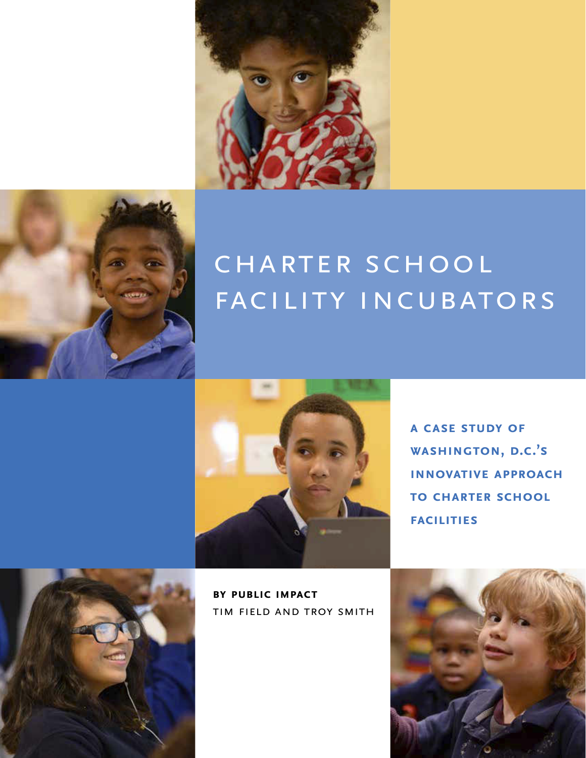# CHARTER SCHOOL FACILITY INCUBATORS

**A CASE STUDY OF WASHINGTON, D.C.'S INNOVATIVE APPROACH TO CHARTER SCHOOL FACILITIES**

**BY PUBLIC IMPACT**

TIM FIELD AND TROY SMITH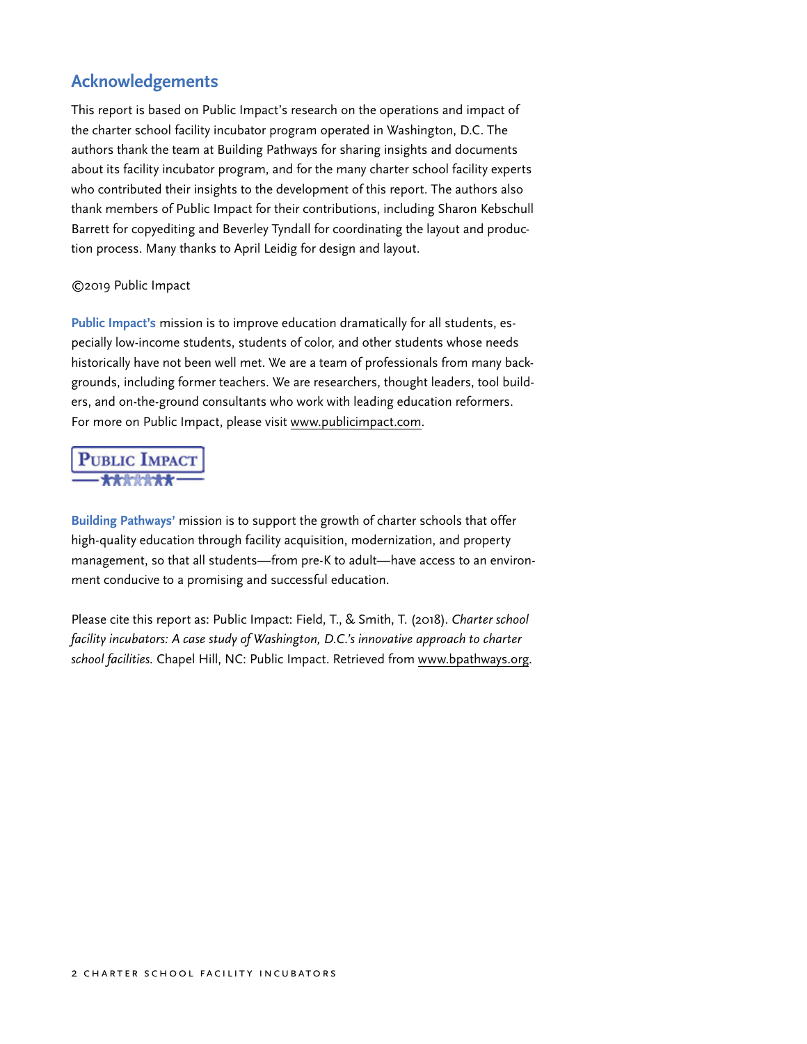## Acknowledgements

This report is based on Public Impact's research on the operations and impact of the charter school facility incubator program operated in Washington, D.C. The authors thank the team at Building Pathways for sharing insights and documents about its facility incubator program, and for the many charter school facility experts who contributed their insights to the development of this report. The authors also thank members of Public Impact for their contributions, including Sharon Kebschull Barrett for copyediting and Beverley Tyndall for coordinating the layout and production process. Many thanks to April Leidig for design and layout.

©2019 Public Impact

**Public Impact's** mission is to improve education dramatically for all students, especially low-income students, students of color, and other students whose needs historically have not been well met. We are a team of professionals from many backgrounds, including former teachers. We are researchers, thought leaders, tool builders, and on-the-ground consultants who work with leading education reformers. For more on Public Impact, please visit www.publicimpact.com.

PUBLIC IMPACT

**Building Pathways'** mission is to support the growth of charter schools that offer high-quality education through facility acquisition, modernization, and property management, so that all students—from pre-K to adult—have access to an environment conducive to a promising and successful education.

Please cite this report as: Public Impact: Field, T., & Smith, T. (2018). *Charter school facility incubators: A case study of Washington, D.C.'s innovative approach to charter school facilities.* Chapel Hill, NC: Public Impact. Retrieved from www.bpathways.org.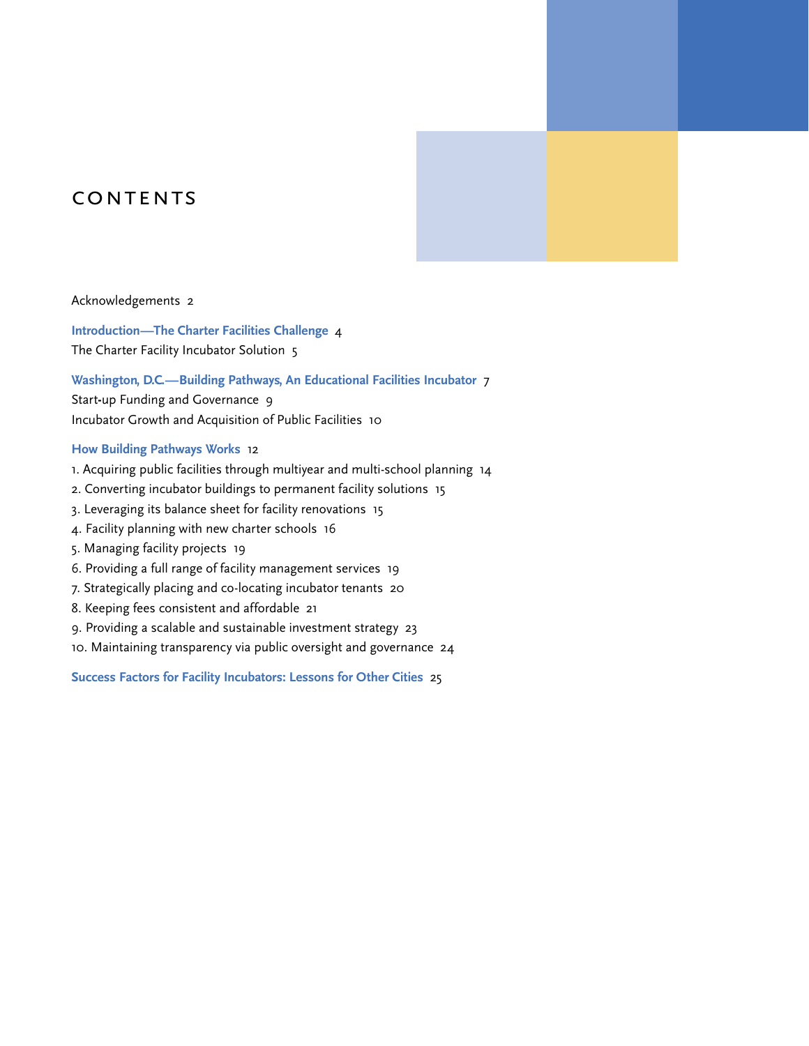# CONTENTS

Acknowledgements 2

**Introduction—The Charter Facilities Challenge** 4

The Charter Facility Incubator Solution 5

**Washington, D.C.—Building Pathways, An Educational Facilities Incubator** 7

Start-up Funding and Governance 9

Incubator Growth and Acquisition of Public Facilities 10

**How Building Pathways Works** 12

1. Acquiring public facilities through multiyear and multi-school planning 14
2. Converting incubator buildings to permanent facility solutions 15
3. Leveraging its balance sheet for facility renovations 15
4. Facility planning with new charter schools 16
5. Managing facility projects 19
6. Providing a full range of facility management services 19
7. Strategically placing and co-locating incubator tenants 20
8. Keeping fees consistent and affordable 21
9. Providing a scalable and sustainable investment strategy 23
10. Maintaining transparency via public oversight and governance 24

**Success Factors for Facility Incubators: Lessons for Other Cities** 25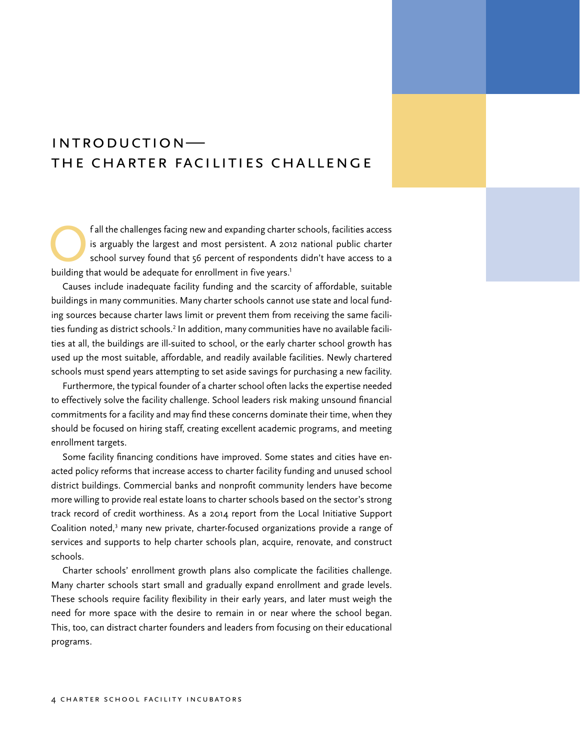# INTRODUCTION— THE CHARTER FACILITIES CHALLENGE

Of all the challenges facing new and expanding charter schools, facilities access is arguably the largest and most persistent. A 2012 national public charter school survey found that 56 percent of respondents didn't have access to a building that would be adequate for enrollment in five years.[1]

Causes include inadequate facility funding and the scarcity of affordable, suitable buildings in many communities. Many charter schools cannot use state and local funding sources because charter laws limit or prevent them from receiving the same facilities funding as district schools.[2] In addition, many communities have no available facilities at all, the buildings are ill-suited to school, or the early charter school growth has used up the most suitable, affordable, and readily available facilities. Newly chartered schools must spend years attempting to set aside savings for purchasing a new facility.

Furthermore, the typical founder of a charter school often lacks the expertise needed to effectively solve the facility challenge. School leaders risk making unsound financial commitments for a facility and may find these concerns dominate their time, when they should be focused on hiring staff, creating excellent academic programs, and meeting enrollment targets.

Some facility financing conditions have improved. Some states and cities have enacted policy reforms that increase access to charter facility funding and unused school district buildings. Commercial banks and nonprofit community lenders have become more willing to provide real estate loans to charter schools based on the sector's strong track record of credit worthiness. As a 2014 report from the Local Initiative Support Coalition noted,[3] many new private, charter-focused organizations provide a range of services and supports to help charter schools plan, acquire, renovate, and construct schools.

Charter schools' enrollment growth plans also complicate the facilities challenge. Many charter schools start small and gradually expand enrollment and grade levels. These schools require facility flexibility in their early years, and later must weigh the need for more space with the desire to remain in or near where the school began. This, too, can distract charter founders and leaders from focusing on their educational programs.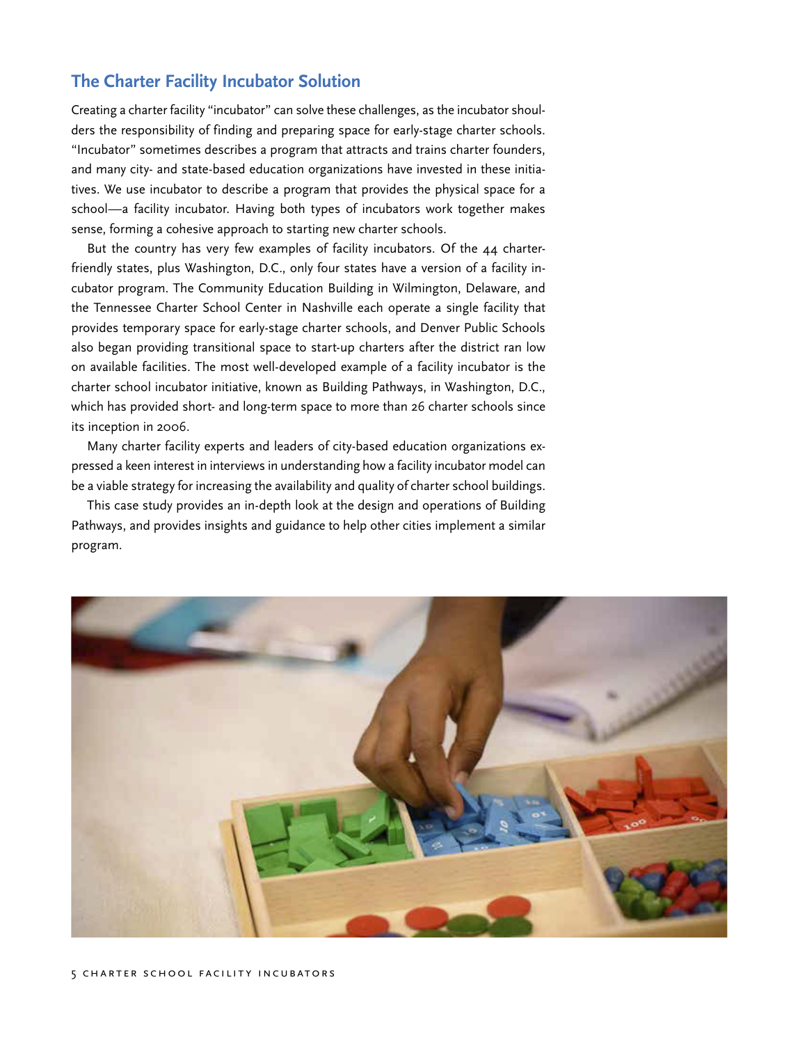## The Charter Facility Incubator Solution

Creating a charter facility "incubator" can solve these challenges, as the incubator shoulders the responsibility of finding and preparing space for early-stage charter schools. "Incubator" sometimes describes a program that attracts and trains charter founders, and many city- and state-based education organizations have invested in these initiatives. We use incubator to describe a program that provides the physical space for a school—a facility incubator. Having both types of incubators work together makes sense, forming a cohesive approach to starting new charter schools.

But the country has very few examples of facility incubators. Of the 44 charter-friendly states, plus Washington, D.C., only four states have a version of a facility incubator program. The Community Education Building in Wilmington, Delaware, and the Tennessee Charter School Center in Nashville each operate a single facility that provides temporary space for early-stage charter schools, and Denver Public Schools also began providing transitional space to start-up charters after the district ran low on available facilities. The most well-developed example of a facility incubator is the charter school incubator initiative, known as Building Pathways, in Washington, D.C., which has provided short- and long-term space to more than 26 charter schools since its inception in 2006.

Many charter facility experts and leaders of city-based education organizations expressed a keen interest in interviews in understanding how a facility incubator model can be a viable strategy for increasing the availability and quality of charter school buildings.

This case study provides an in-depth look at the design and operations of Building Pathways, and provides insights and guidance to help other cities implement a similar program.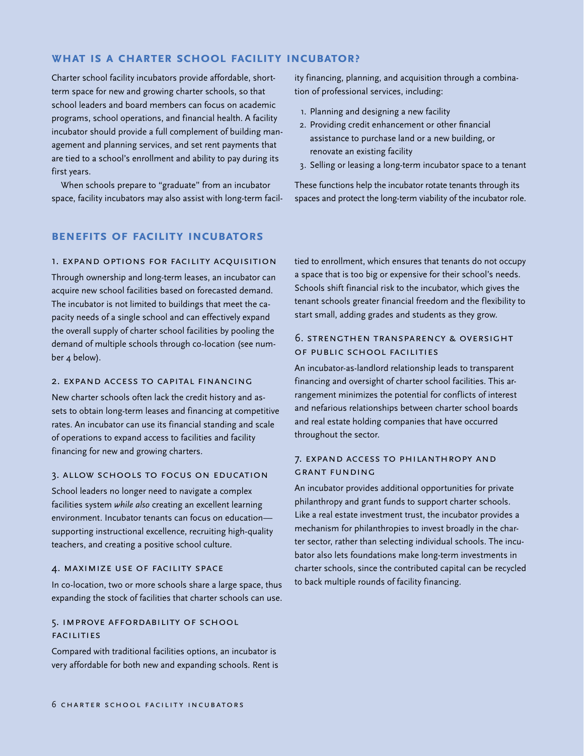## WHAT IS A CHARTER SCHOOL FACILITY INCUBATOR?

Charter school facility incubators provide affordable, short-term space for new and growing charter schools, so that school leaders and board members can focus on academic programs, school operations, and financial health. A facility incubator should provide a full complement of building management and planning services, and set rent payments that are tied to a school's enrollment and ability to pay during its first years.

When schools prepare to "graduate" from an incubator space, facility incubators may also assist with long-term facility financing, planning, and acquisition through a combination of professional services, including:

1. Planning and designing a new facility
2. Providing credit enhancement or other financial assistance to purchase land or a new building, or renovate an existing facility
3. Selling or leasing a long-term incubator space to a tenant

These functions help the incubator rotate tenants through its spaces and protect the long-term viability of the incubator role.

## BENEFITS OF FACILITY INCUBATORS

### 1. EXPAND OPTIONS FOR FACILITY ACQUISITION

Through ownership and long-term leases, an incubator can acquire new school facilities based on forecasted demand. The incubator is not limited to buildings that meet the capacity needs of a single school and can effectively expand the overall supply of charter school facilities by pooling the demand of multiple schools through co-location (see number 4 below).

### 2. EXPAND ACCESS TO CAPITAL FINANCING

New charter schools often lack the credit history and assets to obtain long-term leases and financing at competitive rates. An incubator can use its financial standing and scale of operations to expand access to facilities and facility financing for new and growing charters.

### 3. ALLOW SCHOOLS TO FOCUS ON EDUCATION

School leaders no longer need to navigate a complex facilities system *while also* creating an excellent learning environment. Incubator tenants can focus on education—supporting instructional excellence, recruiting high-quality teachers, and creating a positive school culture.

### 4. MAXIMIZE USE OF FACILITY SPACE

In co-location, two or more schools share a large space, thus expanding the stock of facilities that charter schools can use.

### 5. IMPROVE AFFORDABILITY OF SCHOOL FACILITIES

Compared with traditional facilities options, an incubator is very affordable for both new and expanding schools. Rent is tied to enrollment, which ensures that tenants do not occupy a space that is too big or expensive for their school's needs. Schools shift financial risk to the incubator, which gives the tenant schools greater financial freedom and the flexibility to start small, adding grades and students as they grow.

### 6. STRENGTHEN TRANSPARENCY & OVERSIGHT OF PUBLIC SCHOOL FACILITIES

An incubator-as-landlord relationship leads to transparent financing and oversight of charter school facilities. This arrangement minimizes the potential for conflicts of interest and nefarious relationships between charter school boards and real estate holding companies that have occurred throughout the sector.

### 7. EXPAND ACCESS TO PHILANTHROPY AND GRANT FUNDING

An incubator provides additional opportunities for private philanthropy and grant funds to support charter schools. Like a real estate investment trust, the incubator provides a mechanism for philanthropies to invest broadly in the charter sector, rather than selecting individual schools. The incubator also lets foundations make long-term investments in charter schools, since the contributed capital can be recycled to back multiple rounds of facility financing.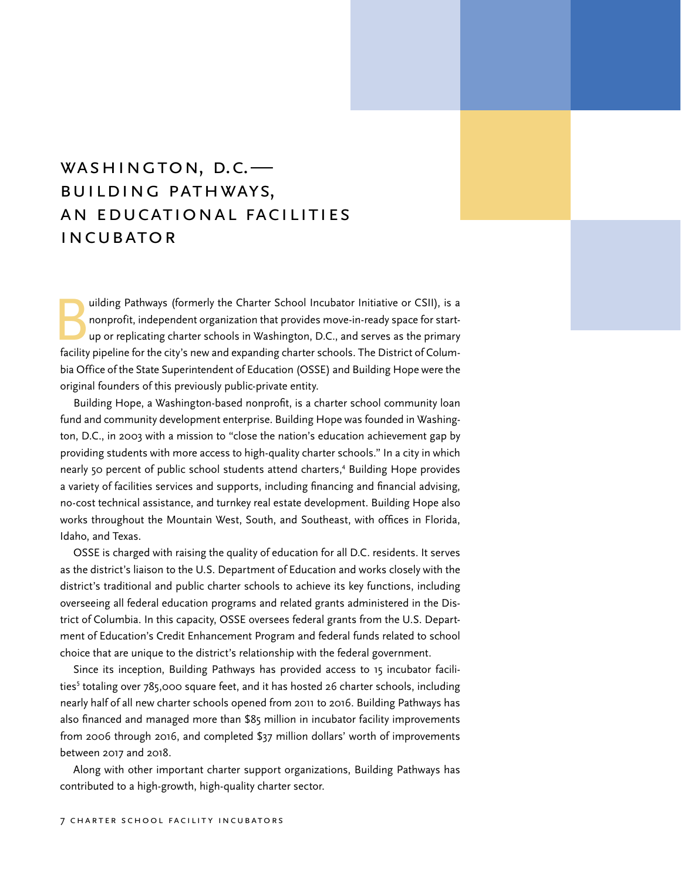# WASHINGTON, D.C.— BUILDING PATHWAYS, AN EDUCATIONAL FACILITIES INCUBATOR

Building Pathways (formerly the Charter School Incubator Initiative or CSII), is a nonprofit, independent organization that provides move-in-ready space for start-up or replicating charter schools in Washington, D.C., and serves as the primary facility pipeline for the city's new and expanding charter schools. The District of Columbia Office of the State Superintendent of Education (OSSE) and Building Hope were the original founders of this previously public-private entity.

Building Hope, a Washington-based nonprofit, is a charter school community loan fund and community development enterprise. Building Hope was founded in Washington, D.C., in 2003 with a mission to "close the nation's education achievement gap by providing students with more access to high-quality charter schools." In a city in which nearly 50 percent of public school students attend charters,[4] Building Hope provides a variety of facilities services and supports, including financing and financial advising, no-cost technical assistance, and turnkey real estate development. Building Hope also works throughout the Mountain West, South, and Southeast, with offices in Florida, Idaho, and Texas.

OSSE is charged with raising the quality of education for all D.C. residents. It serves as the district's liaison to the U.S. Department of Education and works closely with the district's traditional and public charter schools to achieve its key functions, including overseeing all federal education programs and related grants administered in the District of Columbia. In this capacity, OSSE oversees federal grants from the U.S. Department of Education's Credit Enhancement Program and federal funds related to school choice that are unique to the district's relationship with the federal government.

Since its inception, Building Pathways has provided access to 15 incubator facilities[5] totaling over 785,000 square feet, and it has hosted 26 charter schools, including nearly half of all new charter schools opened from 2011 to 2016. Building Pathways has also financed and managed more than $85 million in incubator facility improvements from 2006 through 2016, and completed $37 million dollars' worth of improvements between 2017 and 2018.

Along with other important charter support organizations, Building Pathways has contributed to a high-growth, high-quality charter sector.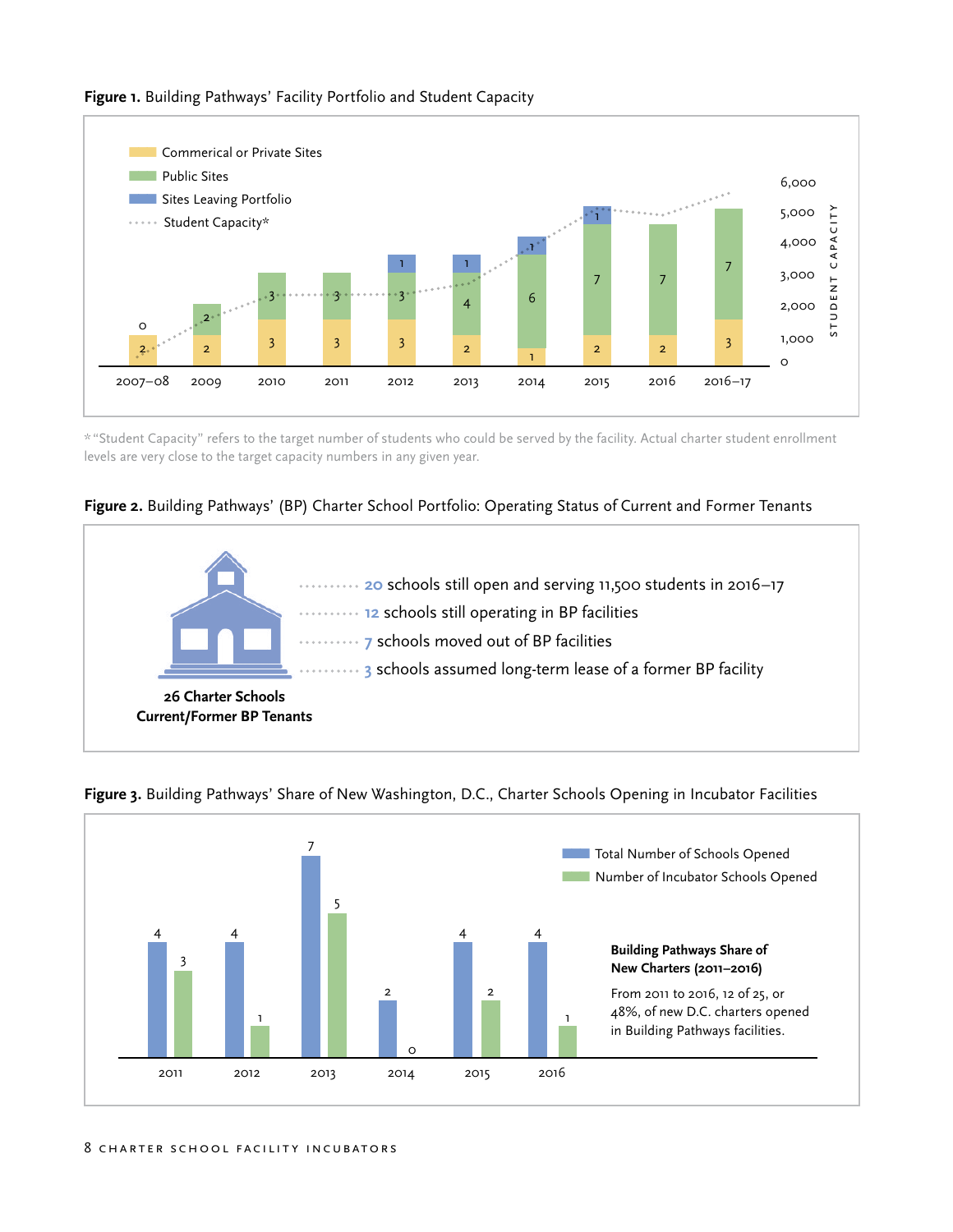**Figure 1.** Building Pathways' Facility Portfolio and Student Capacity

| Year | Commerical or Private Sites | Public Sites | Sites Leaving Portfolio |
|---|---|---|---|
| 2007–08 | 2 | 0 | |
| 2009 | 2 | 2 | |
| 2010 | 3 | 3 | |
| 2011 | 3 | 3 | |
| 2012 | 3 | 3 | 1 |
| 2013 | 2 | 4 | 1 |
| 2014 | 1 | 6 | 1 |
| 2015 | 2 | 7 | 1 |
| 2016 | 2 | 7 | |
| 2016–17 | 3 | 7 | |

*"Student Capacity" refers to the target number of students who could be served by the facility. Actual charter student enrollment levels are very close to the target capacity numbers in any given year.

**Figure 2.** Building Pathways' (BP) Charter School Portfolio: Operating Status of Current and Former Tenants

**26 Charter Schools Current/Former BP Tenants**

- **20** schools still open and serving 11,500 students in 2016–17
- **12** schools still operating in BP facilities
- **7** schools moved out of BP facilities
- **3** schools assumed long-term lease of a former BP facility

**Figure 3.** Building Pathways' Share of New Washington, D.C., Charter Schools Opening in Incubator Facilities

| Year | Total Number of Schools Opened | Number of Incubator Schools Opened |
|---|---|---|
| 2011 | 4 | 3 |
| 2012 | 4 | 1 |
| 2013 | 7 | 5 |
| 2014 | 2 | 0 |
| 2015 | 4 | 2 |
| 2016 | 4 | 1 |

**Building Pathways Share of New Charters (2011–2016)**

From 2011 to 2016, 12 of 25, or 48%, of new D.C. charters opened in Building Pathways facilities.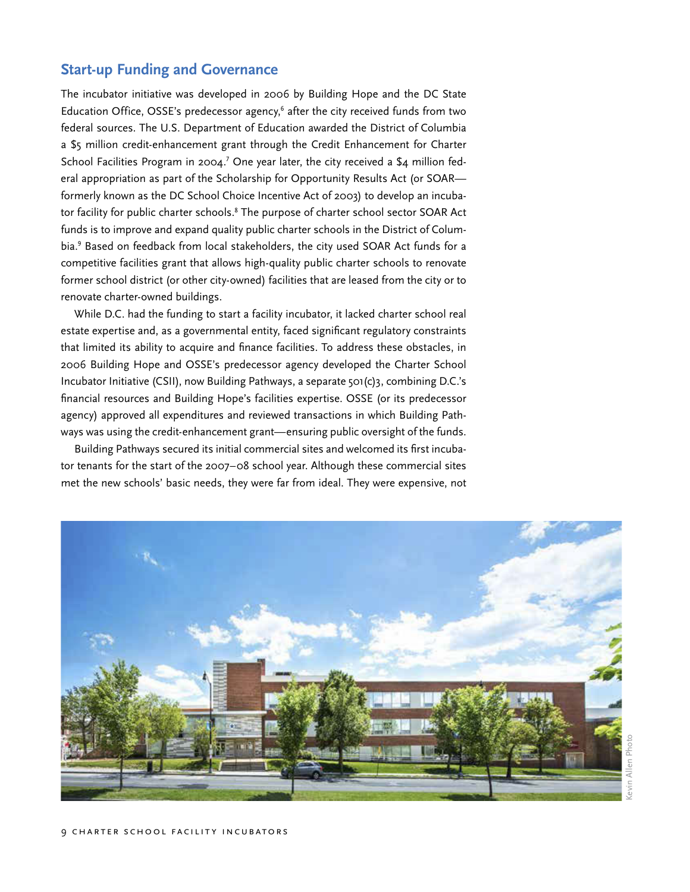## Start-up Funding and Governance

The incubator initiative was developed in 2006 by Building Hope and the DC State Education Office, OSSE's predecessor agency,[6] after the city received funds from two federal sources. The U.S. Department of Education awarded the District of Columbia a $5 million credit-enhancement grant through the Credit Enhancement for Charter School Facilities Program in 2004.[7] One year later, the city received a $4 million federal appropriation as part of the Scholarship for Opportunity Results Act (or SOAR—formerly known as the DC School Choice Incentive Act of 2003) to develop an incubator facility for public charter schools.[8] The purpose of charter school sector SOAR Act funds is to improve and expand quality public charter schools in the District of Columbia.[9] Based on feedback from local stakeholders, the city used SOAR Act funds for a competitive facilities grant that allows high-quality public charter schools to renovate former school district (or other city-owned) facilities that are leased from the city or to renovate charter-owned buildings.

While D.C. had the funding to start a facility incubator, it lacked charter school real estate expertise and, as a governmental entity, faced significant regulatory constraints that limited its ability to acquire and finance facilities. To address these obstacles, in 2006 Building Hope and OSSE's predecessor agency developed the Charter School Incubator Initiative (CSII), now Building Pathways, a separate 501(c)3, combining D.C.'s financial resources and Building Hope's facilities expertise. OSSE (or its predecessor agency) approved all expenditures and reviewed transactions in which Building Pathways was using the credit-enhancement grant—ensuring public oversight of the funds.

Building Pathways secured its initial commercial sites and welcomed its first incubator tenants for the start of the 2007–08 school year. Although these commercial sites met the new schools' basic needs, they were far from ideal. They were expensive, not

Kevin Allen Photo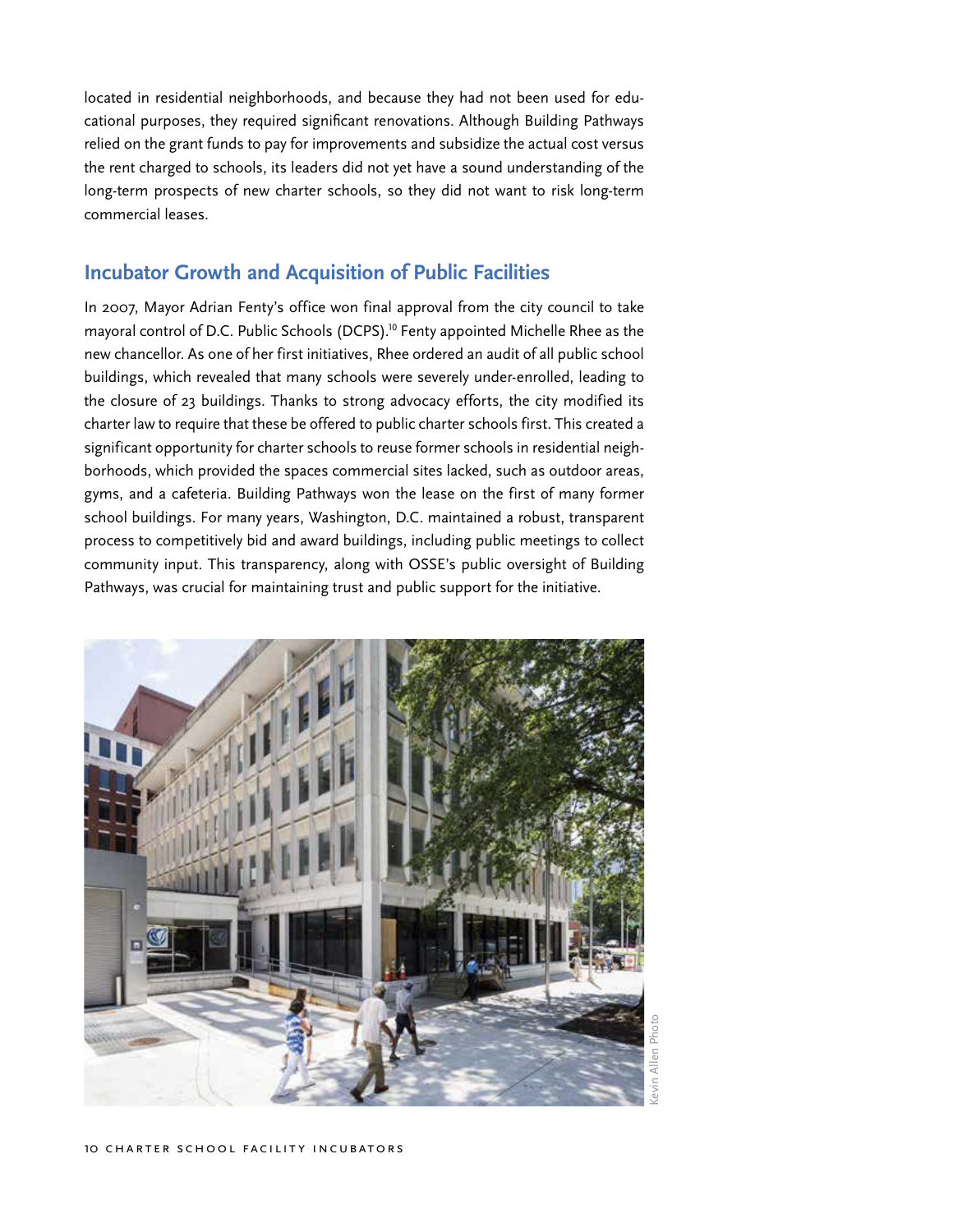located in residential neighborhoods, and because they had not been used for educational purposes, they required significant renovations. Although Building Pathways relied on the grant funds to pay for improvements and subsidize the actual cost versus the rent charged to schools, its leaders did not yet have a sound understanding of the long-term prospects of new charter schools, so they did not want to risk long-term commercial leases.

## Incubator Growth and Acquisition of Public Facilities

In 2007, Mayor Adrian Fenty's office won final approval from the city council to take mayoral control of D.C. Public Schools (DCPS).[10] Fenty appointed Michelle Rhee as the new chancellor. As one of her first initiatives, Rhee ordered an audit of all public school buildings, which revealed that many schools were severely under-enrolled, leading to the closure of 23 buildings. Thanks to strong advocacy efforts, the city modified its charter law to require that these be offered to public charter schools first. This created a significant opportunity for charter schools to reuse former schools in residential neighborhoods, which provided the spaces commercial sites lacked, such as outdoor areas, gyms, and a cafeteria. Building Pathways won the lease on the first of many former school buildings. For many years, Washington, D.C. maintained a robust, transparent process to competitively bid and award buildings, including public meetings to collect community input. This transparency, along with OSSE's public oversight of Building Pathways, was crucial for maintaining trust and public support for the initiative.

Kevin Allen Photo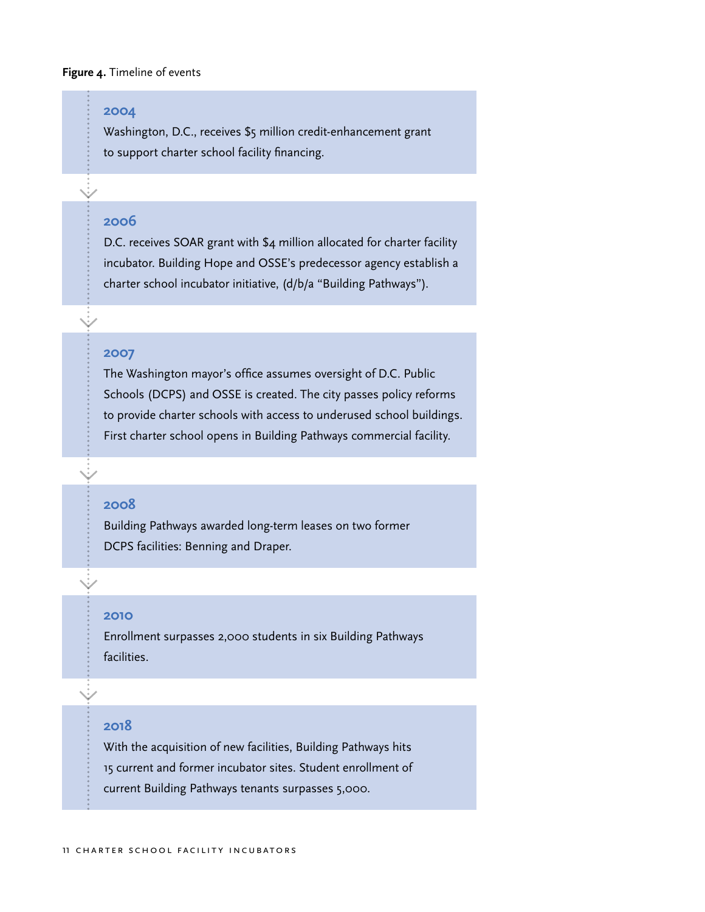**Figure 4.** Timeline of events

### 2004

Washington, D.C., receives $5 million credit-enhancement grant to support charter school facility financing.

### 2006

D.C. receives SOAR grant with $4 million allocated for charter facility incubator. Building Hope and OSSE's predecessor agency establish a charter school incubator initiative, (d/b/a "Building Pathways").

### 2007

The Washington mayor's office assumes oversight of D.C. Public Schools (DCPS) and OSSE is created. The city passes policy reforms to provide charter schools with access to underused school buildings. First charter school opens in Building Pathways commercial facility.

### 2008

Building Pathways awarded long-term leases on two former DCPS facilities: Benning and Draper.

### 2010

Enrollment surpasses 2,000 students in six Building Pathways facilities.

### 2018

With the acquisition of new facilities, Building Pathways hits 15 current and former incubator sites. Student enrollment of current Building Pathways tenants surpasses 5,000.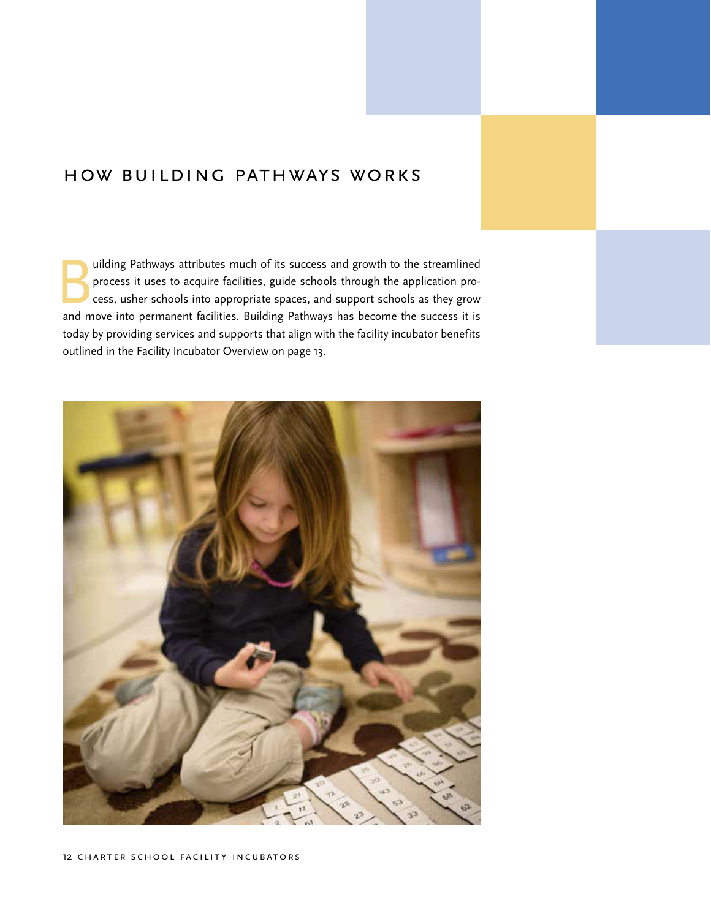## HOW BUILDING PATHWAYS WORKS

Building Pathways attributes much of its success and growth to the streamlined process it uses to acquire facilities, guide schools through the application process, usher schools into appropriate spaces, and support schools as they grow and move into permanent facilities. Building Pathways has become the success it is today by providing services and supports that align with the facility incubator benefits outlined in the Facility Incubator Overview on page 13.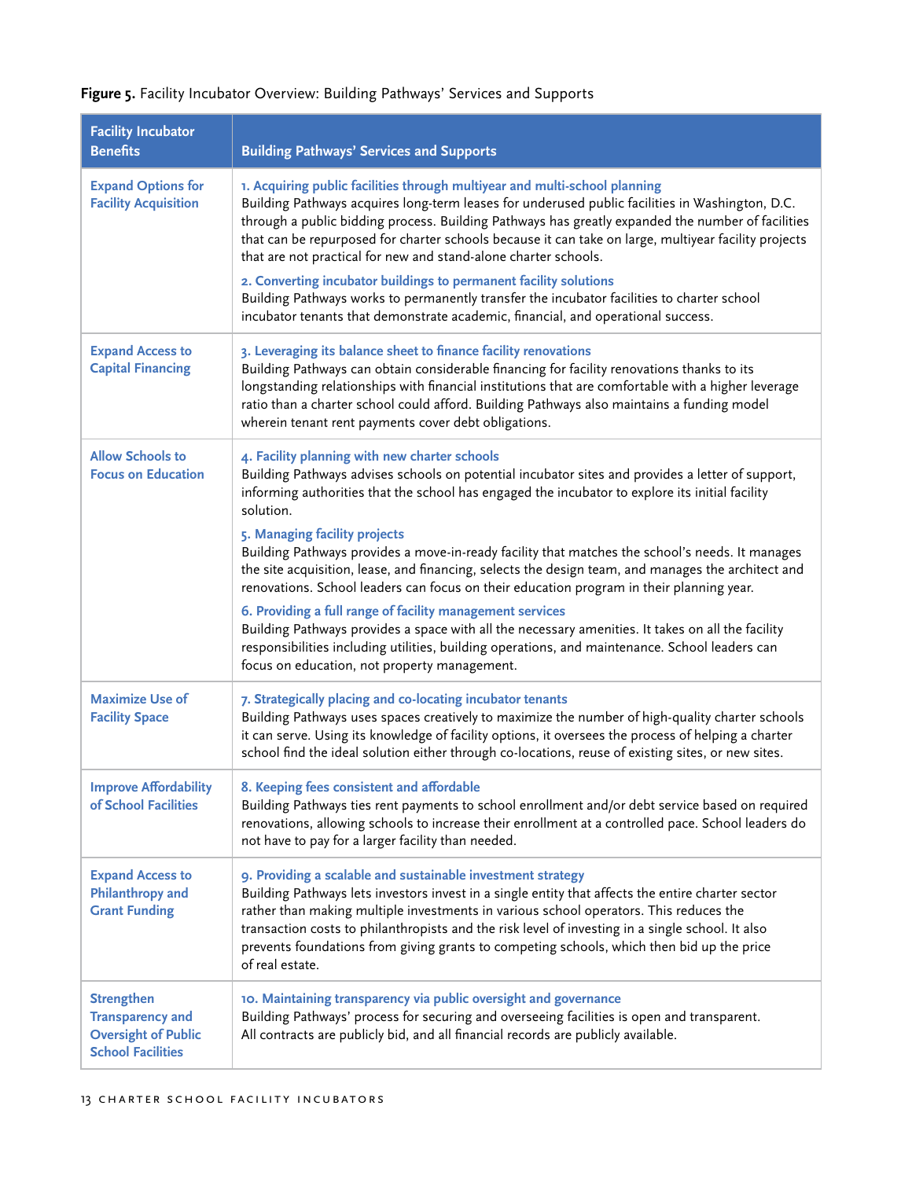**Figure 5.** Facility Incubator Overview: Building Pathways' Services and Supports

| Facility Incubator Benefits | Building Pathways' Services and Supports |
|---|---|
| **Expand Options for Facility Acquisition** | **1. Acquiring public facilities through multiyear and multi-school planning**<br>Building Pathways acquires long-term leases for underused public facilities in Washington, D.C. through a public bidding process. Building Pathways has greatly expanded the number of facilities that can be repurposed for charter schools because it can take on large, multiyear facility projects that are not practical for new and stand-alone charter schools.<br>**2. Converting incubator buildings to permanent facility solutions**<br>Building Pathways works to permanently transfer the incubator facilities to charter school incubator tenants that demonstrate academic, financial, and operational success. |
| **Expand Access to Capital Financing** | **3. Leveraging its balance sheet to finance facility renovations**<br>Building Pathways can obtain considerable financing for facility renovations thanks to its longstanding relationships with financial institutions that are comfortable with a higher leverage ratio than a charter school could afford. Building Pathways also maintains a funding model wherein tenant rent payments cover debt obligations. |
| **Allow Schools to Focus on Education** | **4. Facility planning with new charter schools**<br>Building Pathways advises schools on potential incubator sites and provides a letter of support, informing authorities that the school has engaged the incubator to explore its initial facility solution.<br>**5. Managing facility projects**<br>Building Pathways provides a move-in-ready facility that matches the school's needs. It manages the site acquisition, lease, and financing, selects the design team, and manages the architect and renovations. School leaders can focus on their education program in their planning year.<br>**6. Providing a full range of facility management services**<br>Building Pathways provides a space with all the necessary amenities. It takes on all the facility responsibilities including utilities, building operations, and maintenance. School leaders can focus on education, not property management. |
| **Maximize Use of Facility Space** | **7. Strategically placing and co-locating incubator tenants**<br>Building Pathways uses spaces creatively to maximize the number of high-quality charter schools it can serve. Using its knowledge of facility options, it oversees the process of helping a charter school find the ideal solution either through co-locations, reuse of existing sites, or new sites. |
| **Improve Affordability of School Facilities** | **8. Keeping fees consistent and affordable**<br>Building Pathways ties rent payments to school enrollment and/or debt service based on required renovations, allowing schools to increase their enrollment at a controlled pace. School leaders do not have to pay for a larger facility than needed. |
| **Expand Access to Philanthropy and Grant Funding** | **9. Providing a scalable and sustainable investment strategy**<br>Building Pathways lets investors invest in a single entity that affects the entire charter sector rather than making multiple investments in various school operators. This reduces the transaction costs to philanthropists and the risk level of investing in a single school. It also prevents foundations from giving grants to competing schools, which then bid up the price of real estate. |
| **Strengthen Transparency and Oversight of Public School Facilities** | **10. Maintaining transparency via public oversight and governance**<br>Building Pathways' process for securing and overseeing facilities is open and transparent. All contracts are publicly bid, and all financial records are publicly available. |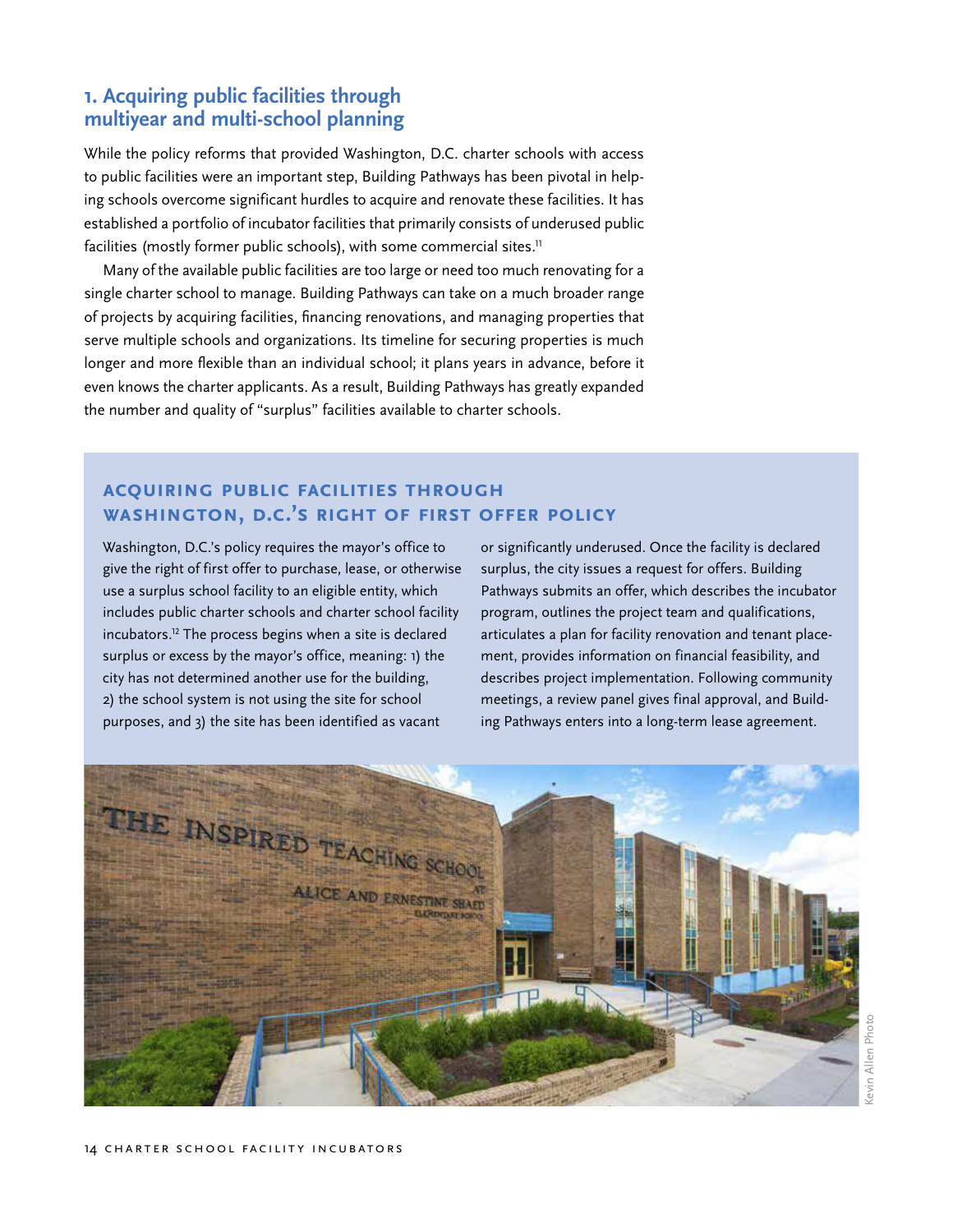## 1. Acquiring public facilities through multiyear and multi-school planning

While the policy reforms that provided Washington, D.C. charter schools with access to public facilities were an important step, Building Pathways has been pivotal in helping schools overcome significant hurdles to acquire and renovate these facilities. It has established a portfolio of incubator facilities that primarily consists of underused public facilities (mostly former public schools), with some commercial sites.[11]

Many of the available public facilities are too large or need too much renovating for a single charter school to manage. Building Pathways can take on a much broader range of projects by acquiring facilities, financing renovations, and managing properties that serve multiple schools and organizations. Its timeline for securing properties is much longer and more flexible than an individual school; it plans years in advance, before it even knows the charter applicants. As a result, Building Pathways has greatly expanded the number and quality of "surplus" facilities available to charter schools.

### Acquiring Public Facilities Through Washington, D.C.'s Right of First Offer Policy

Washington, D.C.'s policy requires the mayor's office to give the right of first offer to purchase, lease, or otherwise use a surplus school facility to an eligible entity, which includes public charter schools and charter school facility incubators.[12] The process begins when a site is declared surplus or excess by the mayor's office, meaning: 1) the city has not determined another use for the building, 2) the school system is not using the site for school purposes, and 3) the site has been identified as vacant or significantly underused. Once the facility is declared surplus, the city issues a request for offers. Building Pathways submits an offer, which describes the incubator program, outlines the project team and qualifications, articulates a plan for facility renovation and tenant placement, provides information on financial feasibility, and describes project implementation. Following community meetings, a review panel gives final approval, and Building Pathways enters into a long-term lease agreement.

Kevin Allen Photo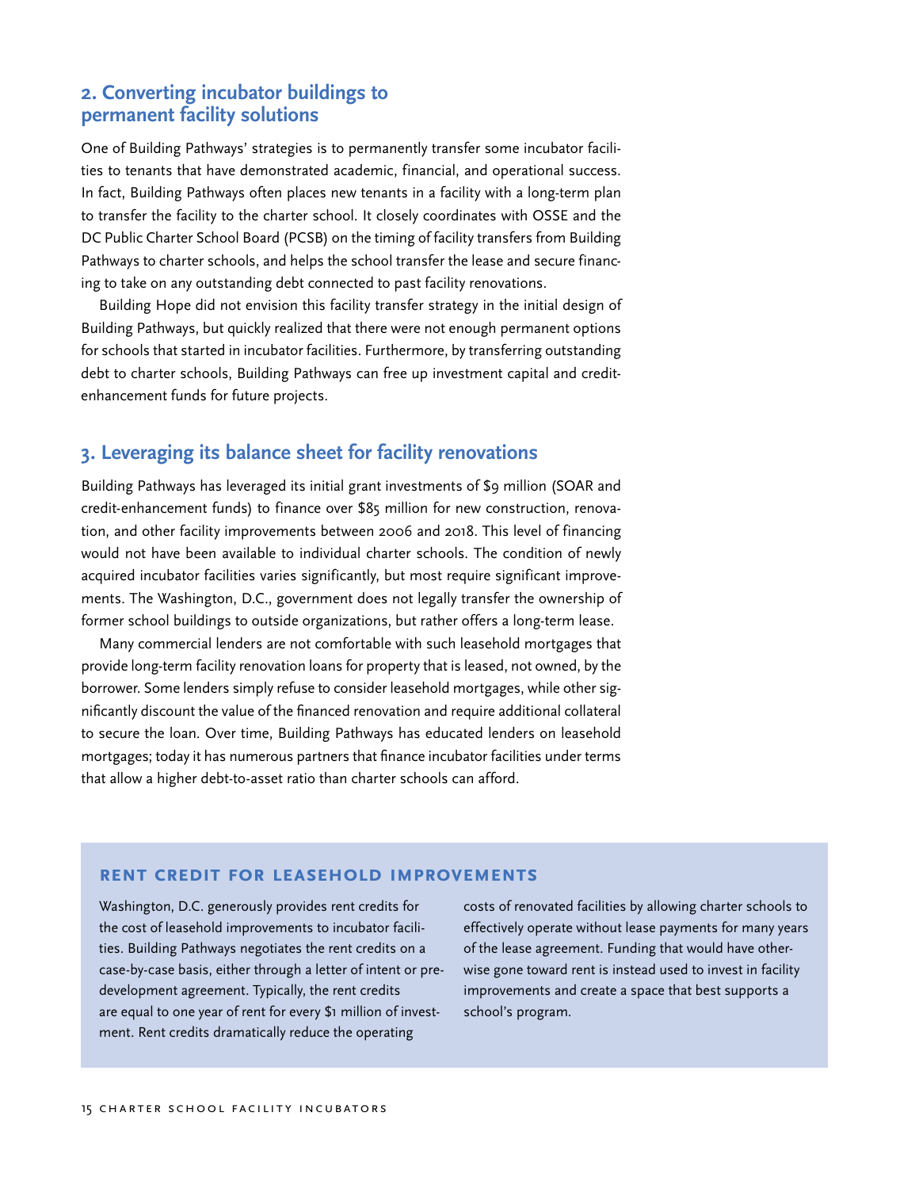## 2. Converting incubator buildings to permanent facility solutions

One of Building Pathways' strategies is to permanently transfer some incubator facilities to tenants that have demonstrated academic, financial, and operational success. In fact, Building Pathways often places new tenants in a facility with a long-term plan to transfer the facility to the charter school. It closely coordinates with OSSE and the DC Public Charter School Board (PCSB) on the timing of facility transfers from Building Pathways to charter schools, and helps the school transfer the lease and secure financing to take on any outstanding debt connected to past facility renovations.

Building Hope did not envision this facility transfer strategy in the initial design of Building Pathways, but quickly realized that there were not enough permanent options for schools that started in incubator facilities. Furthermore, by transferring outstanding debt to charter schools, Building Pathways can free up investment capital and credit-enhancement funds for future projects.

## 3. Leveraging its balance sheet for facility renovations

Building Pathways has leveraged its initial grant investments of $9 million (SOAR and credit-enhancement funds) to finance over $85 million for new construction, renovation, and other facility improvements between 2006 and 2018. This level of financing would not have been available to individual charter schools. The condition of newly acquired incubator facilities varies significantly, but most require significant improvements. The Washington, D.C., government does not legally transfer the ownership of former school buildings to outside organizations, but rather offers a long-term lease.

Many commercial lenders are not comfortable with such leasehold mortgages that provide long-term facility renovation loans for property that is leased, not owned, by the borrower. Some lenders simply refuse to consider leasehold mortgages, while other significantly discount the value of the financed renovation and require additional collateral to secure the loan. Over time, Building Pathways has educated lenders on leasehold mortgages; today it has numerous partners that finance incubator facilities under terms that allow a higher debt-to-asset ratio than charter schools can afford.

### RENT CREDIT FOR LEASEHOLD IMPROVEMENTS

Washington, D.C. generously provides rent credits for the cost of leasehold improvements to incubator facilities. Building Pathways negotiates the rent credits on a case-by-case basis, either through a letter of intent or predevelopment agreement. Typically, the rent credits are equal to one year of rent for every $1 million of investment. Rent credits dramatically reduce the operating costs of renovated facilities by allowing charter schools to effectively operate without lease payments for many years of the lease agreement. Funding that would have otherwise gone toward rent is instead used to invest in facility improvements and create a space that best supports a school's program.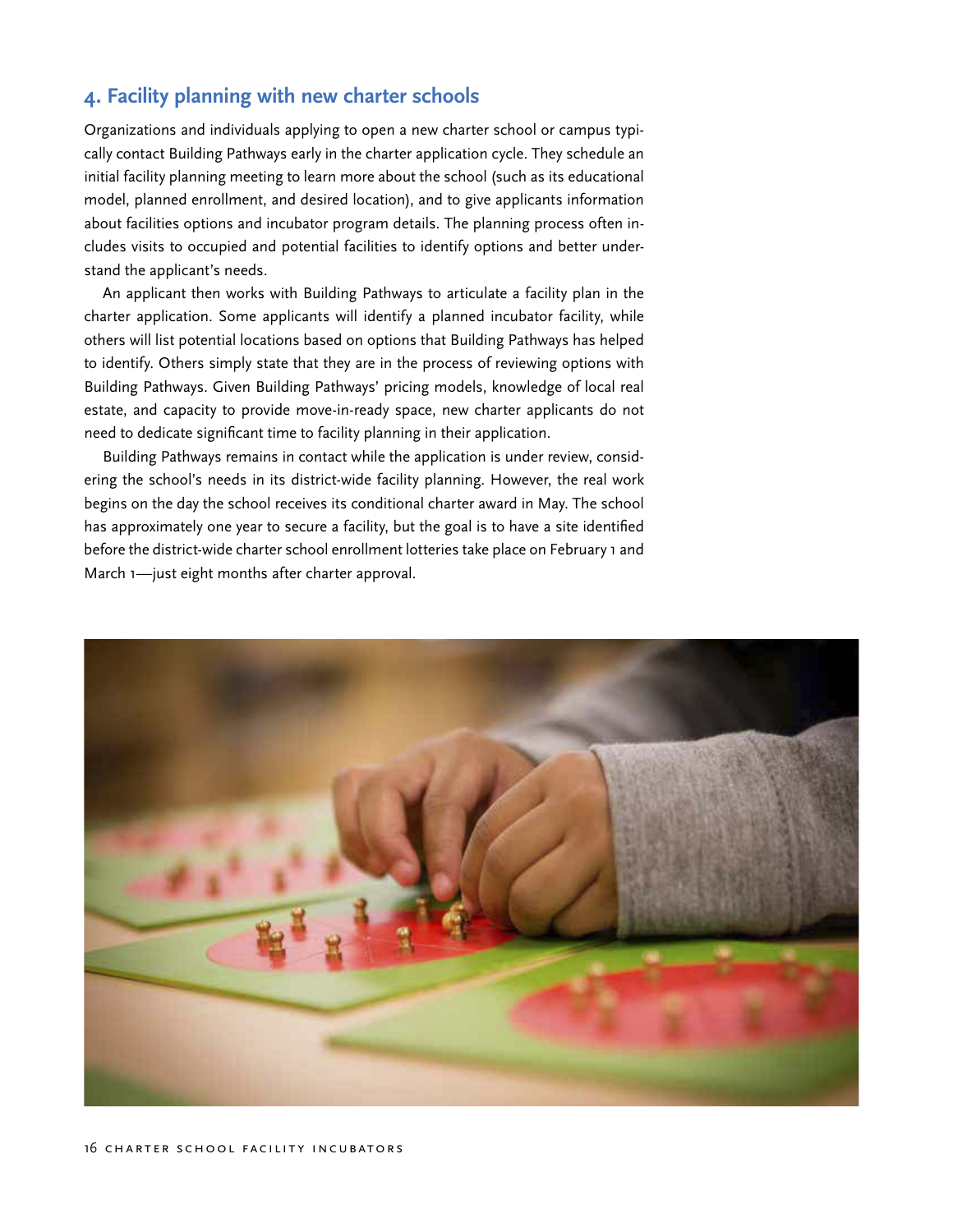## 4. Facility planning with new charter schools

Organizations and individuals applying to open a new charter school or campus typically contact Building Pathways early in the charter application cycle. They schedule an initial facility planning meeting to learn more about the school (such as its educational model, planned enrollment, and desired location), and to give applicants information about facilities options and incubator program details. The planning process often includes visits to occupied and potential facilities to identify options and better understand the applicant's needs.

An applicant then works with Building Pathways to articulate a facility plan in the charter application. Some applicants will identify a planned incubator facility, while others will list potential locations based on options that Building Pathways has helped to identify. Others simply state that they are in the process of reviewing options with Building Pathways. Given Building Pathways' pricing models, knowledge of local real estate, and capacity to provide move-in-ready space, new charter applicants do not need to dedicate significant time to facility planning in their application.

Building Pathways remains in contact while the application is under review, considering the school's needs in its district-wide facility planning. However, the real work begins on the day the school receives its conditional charter award in May. The school has approximately one year to secure a facility, but the goal is to have a site identified before the district-wide charter school enrollment lotteries take place on February 1 and March 1—just eight months after charter approval.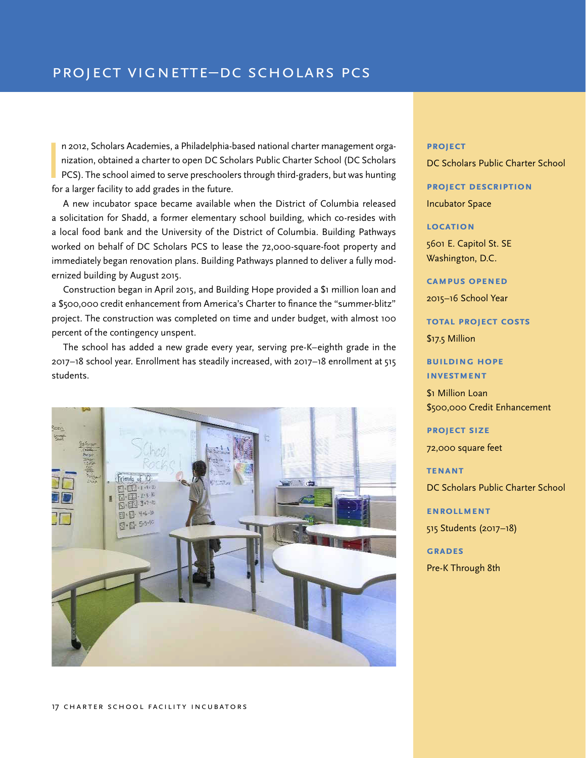# PROJECT VIGNETTE—DC SCHOLARS PCS

In 2012, Scholars Academies, a Philadelphia-based national charter management organization, obtained a charter to open DC Scholars Public Charter School (DC Scholars PCS). The school aimed to serve preschoolers through third-graders, but was hunting for a larger facility to add grades in the future.

A new incubator space became available when the District of Columbia released a solicitation for Shadd, a former elementary school building, which co-resides with a local food bank and the University of the District of Columbia. Building Pathways worked on behalf of DC Scholars PCS to lease the 72,000-square-foot property and immediately began renovation plans. Building Pathways planned to deliver a fully modernized building by August 2015.

Construction began in April 2015, and Building Hope provided a $1 million loan and a $500,000 credit enhancement from America's Charter to finance the "summer-blitz" project. The construction was completed on time and under budget, with almost 100 percent of the contingency unspent.

The school has added a new grade every year, serving pre-K–eighth grade in the 2017–18 school year. Enrollment has steadily increased, with 2017–18 enrollment at 515 students.

**PROJECT**
DC Scholars Public Charter School

**PROJECT DESCRIPTION**
Incubator Space

**LOCATION**
5601 E. Capitol St. SE
Washington, D.C.

**CAMPUS OPENED**
2015–16 School Year

**TOTAL PROJECT COSTS**
$17.5 Million

**BUILDING HOPE INVESTMENT**
$1 Million Loan
$500,000 Credit Enhancement

**PROJECT SIZE**
72,000 square feet

**TENANT**
DC Scholars Public Charter School

**ENROLLMENT**
515 Students (2017–18)

**GRADES**
Pre-K Through 8th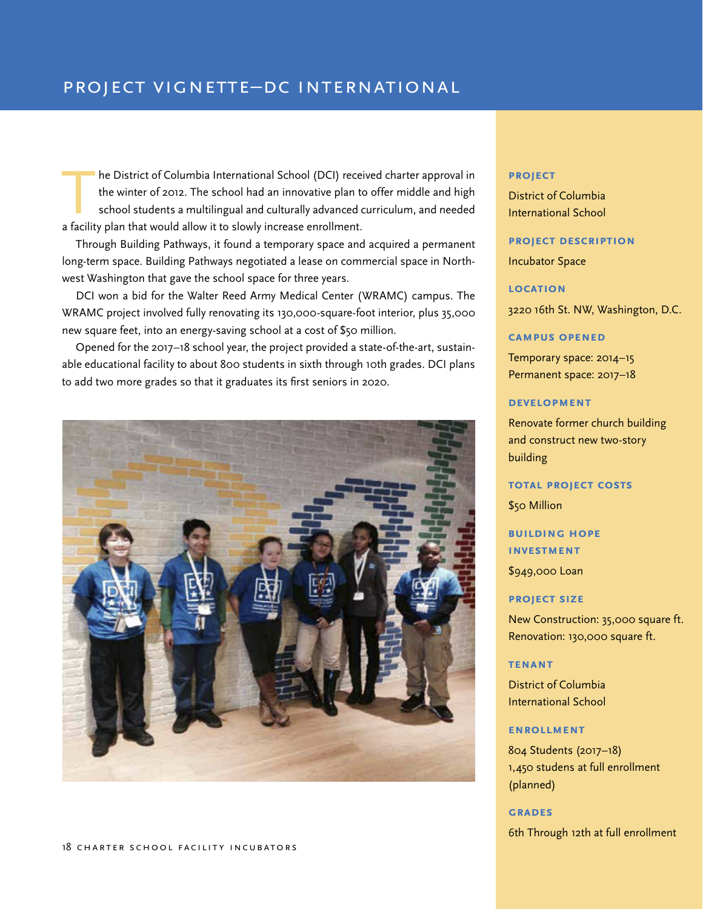# PROJECT VIGNETTE—DC INTERNATIONAL

The District of Columbia International School (DCI) received charter approval in the winter of 2012. The school had an innovative plan to offer middle and high school students a multilingual and culturally advanced curriculum, and needed a facility plan that would allow it to slowly increase enrollment.

Through Building Pathways, it found a temporary space and acquired a permanent long-term space. Building Pathways negotiated a lease on commercial space in Northwest Washington that gave the school space for three years.

DCI won a bid for the Walter Reed Army Medical Center (WRAMC) campus. The WRAMC project involved fully renovating its 130,000-square-foot interior, plus 35,000 new square feet, into an energy-saving school at a cost of $50 million.

Opened for the 2017–18 school year, the project provided a state-of-the-art, sustainable educational facility to about 800 students in sixth through 10th grades. DCI plans to add two more grades so that it graduates its first seniors in 2020.

**PROJECT**

District of Columbia International School

**PROJECT DESCRIPTION**

Incubator Space

**LOCATION**

3220 16th St. NW, Washington, D.C.

**CAMPUS OPENED**

Temporary space: 2014–15
Permanent space: 2017–18

**DEVELOPMENT**

Renovate former church building and construct new two-story building

**TOTAL PROJECT COSTS**

$50 Million

**BUILDING HOPE INVESTMENT**

$949,000 Loan

**PROJECT SIZE**

New Construction: 35,000 square ft.
Renovation: 130,000 square ft.

**TENANT**

District of Columbia International School

**ENROLLMENT**

804 Students (2017–18)
1,450 studens at full enrollment (planned)

**GRADES**

6th Through 12th at full enrollment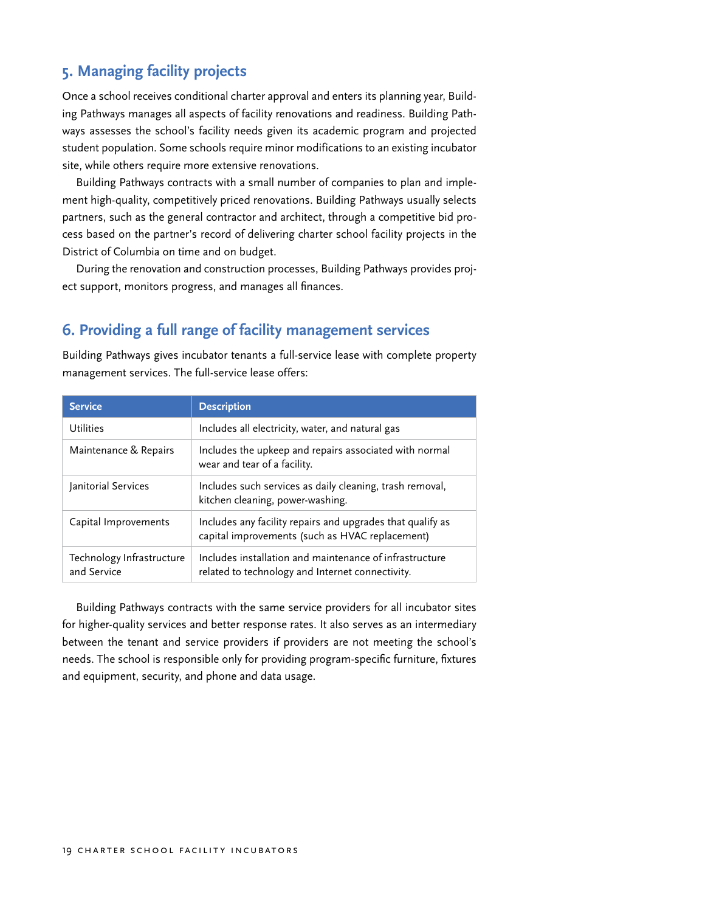## 5. Managing facility projects

Once a school receives conditional charter approval and enters its planning year, Building Pathways manages all aspects of facility renovations and readiness. Building Pathways assesses the school's facility needs given its academic program and projected student population. Some schools require minor modifications to an existing incubator site, while others require more extensive renovations.

Building Pathways contracts with a small number of companies to plan and implement high-quality, competitively priced renovations. Building Pathways usually selects partners, such as the general contractor and architect, through a competitive bid process based on the partner's record of delivering charter school facility projects in the District of Columbia on time and on budget.

During the renovation and construction processes, Building Pathways provides project support, monitors progress, and manages all finances.

## 6. Providing a full range of facility management services

Building Pathways gives incubator tenants a full-service lease with complete property management services. The full-service lease offers:

| Service | Description |
|---|---|
| Utilities | Includes all electricity, water, and natural gas |
| Maintenance & Repairs | Includes the upkeep and repairs associated with normal wear and tear of a facility. |
| Janitorial Services | Includes such services as daily cleaning, trash removal, kitchen cleaning, power-washing. |
| Capital Improvements | Includes any facility repairs and upgrades that qualify as capital improvements (such as HVAC replacement) |
| Technology Infrastructure and Service | Includes installation and maintenance of infrastructure related to technology and Internet connectivity. |

Building Pathways contracts with the same service providers for all incubator sites for higher-quality services and better response rates. It also serves as an intermediary between the tenant and service providers if providers are not meeting the school's needs. The school is responsible only for providing program-specific furniture, fixtures and equipment, security, and phone and data usage.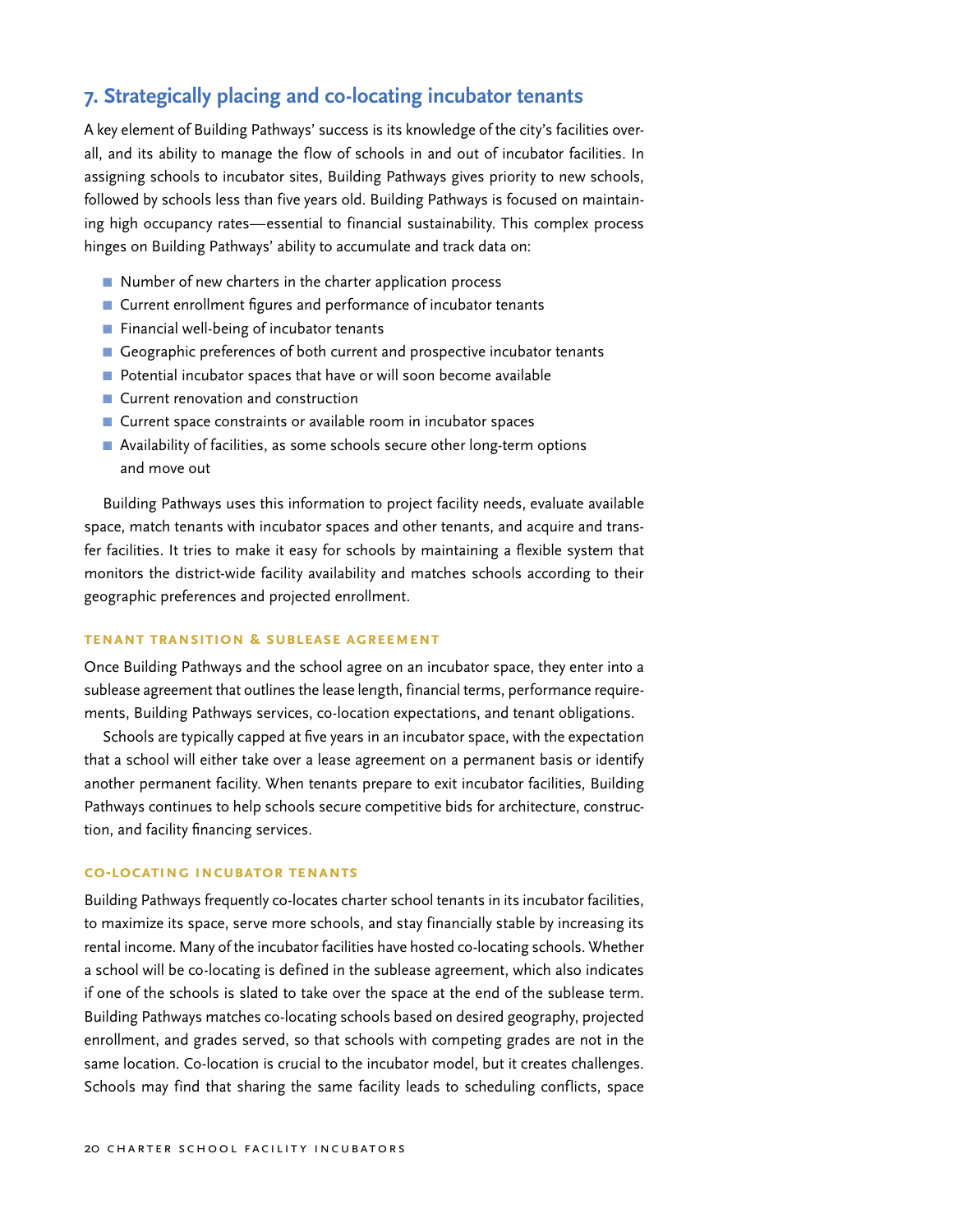## 7. Strategically placing and co-locating incubator tenants

A key element of Building Pathways' success is its knowledge of the city's facilities overall, and its ability to manage the flow of schools in and out of incubator facilities. In assigning schools to incubator sites, Building Pathways gives priority to new schools, followed by schools less than five years old. Building Pathways is focused on maintaining high occupancy rates—essential to financial sustainability. This complex process hinges on Building Pathways' ability to accumulate and track data on:

- Number of new charters in the charter application process
- Current enrollment figures and performance of incubator tenants
- Financial well-being of incubator tenants
- Geographic preferences of both current and prospective incubator tenants
- Potential incubator spaces that have or will soon become available
- Current renovation and construction
- Current space constraints or available room in incubator spaces
- Availability of facilities, as some schools secure other long-term options and move out

Building Pathways uses this information to project facility needs, evaluate available space, match tenants with incubator spaces and other tenants, and acquire and transfer facilities. It tries to make it easy for schools by maintaining a flexible system that monitors the district-wide facility availability and matches schools according to their geographic preferences and projected enrollment.

### Tenant Transition & Sublease Agreement

Once Building Pathways and the school agree on an incubator space, they enter into a sublease agreement that outlines the lease length, financial terms, performance requirements, Building Pathways services, co-location expectations, and tenant obligations.

Schools are typically capped at five years in an incubator space, with the expectation that a school will either take over a lease agreement on a permanent basis or identify another permanent facility. When tenants prepare to exit incubator facilities, Building Pathways continues to help schools secure competitive bids for architecture, construction, and facility financing services.

### Co-locating Incubator Tenants

Building Pathways frequently co-locates charter school tenants in its incubator facilities, to maximize its space, serve more schools, and stay financially stable by increasing its rental income. Many of the incubator facilities have hosted co-locating schools. Whether a school will be co-locating is defined in the sublease agreement, which also indicates if one of the schools is slated to take over the space at the end of the sublease term. Building Pathways matches co-locating schools based on desired geography, projected enrollment, and grades served, so that schools with competing grades are not in the same location. Co-location is crucial to the incubator model, but it creates challenges. Schools may find that sharing the same facility leads to scheduling conflicts, space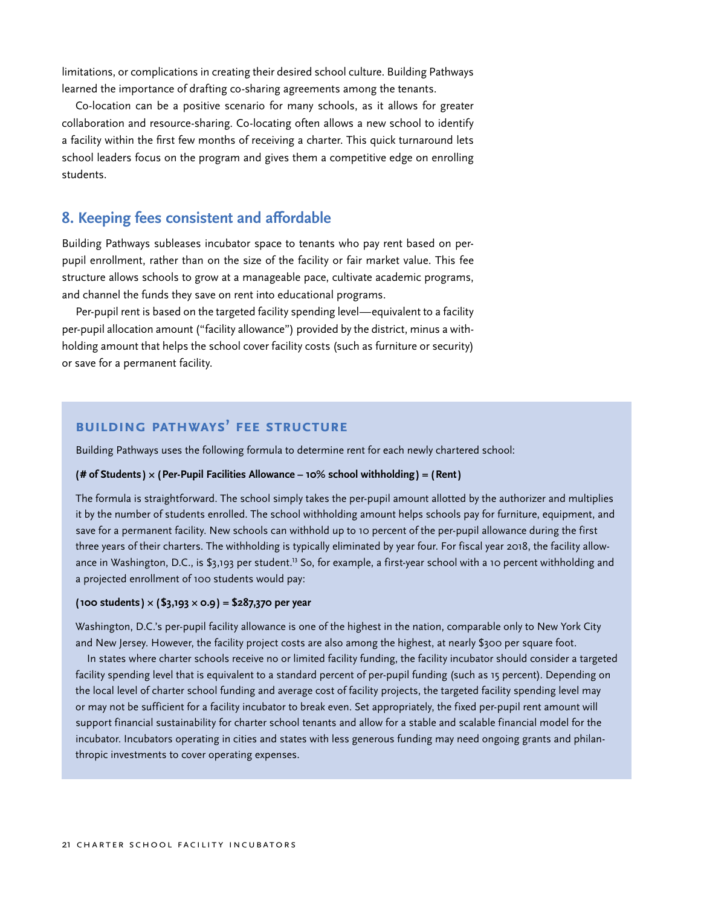limitations, or complications in creating their desired school culture. Building Pathways learned the importance of drafting co-sharing agreements among the tenants.

Co-location can be a positive scenario for many schools, as it allows for greater collaboration and resource-sharing. Co-locating often allows a new school to identify a facility within the first few months of receiving a charter. This quick turnaround lets school leaders focus on the program and gives them a competitive edge on enrolling students.

## 8. Keeping fees consistent and affordable

Building Pathways subleases incubator space to tenants who pay rent based on per-pupil enrollment, rather than on the size of the facility or fair market value. This fee structure allows schools to grow at a manageable pace, cultivate academic programs, and channel the funds they save on rent into educational programs.

Per-pupil rent is based on the targeted facility spending level—equivalent to a facility per-pupil allocation amount ("facility allowance") provided by the district, minus a withholding amount that helps the school cover facility costs (such as furniture or security) or save for a permanent facility.

### Building Pathways' Fee Structure

Building Pathways uses the following formula to determine rent for each newly chartered school:

**(# of Students) × (Per-Pupil Facilities Allowance – 10% school withholding) = (Rent)**

The formula is straightforward. The school simply takes the per-pupil amount allotted by the authorizer and multiplies it by the number of students enrolled. The school withholding amount helps schools pay for furniture, equipment, and save for a permanent facility. New schools can withhold up to 10 percent of the per-pupil allowance during the first three years of their charters. The withholding is typically eliminated by year four. For fiscal year 2018, the facility allowance in Washington, D.C., is $3,193 per student.[13] So, for example, a first-year school with a 10 percent withholding and a projected enrollment of 100 students would pay:

**(100 students) × ($3,193 × 0.9) = $287,370 per year**

Washington, D.C.'s per-pupil facility allowance is one of the highest in the nation, comparable only to New York City and New Jersey. However, the facility project costs are also among the highest, at nearly $300 per square foot.

In states where charter schools receive no or limited facility funding, the facility incubator should consider a targeted facility spending level that is equivalent to a standard percent of per-pupil funding (such as 15 percent). Depending on the local level of charter school funding and average cost of facility projects, the targeted facility spending level may or may not be sufficient for a facility incubator to break even. Set appropriately, the fixed per-pupil rent amount will support financial sustainability for charter school tenants and allow for a stable and scalable financial model for the incubator. Incubators operating in cities and states with less generous funding may need ongoing grants and philanthropic investments to cover operating expenses.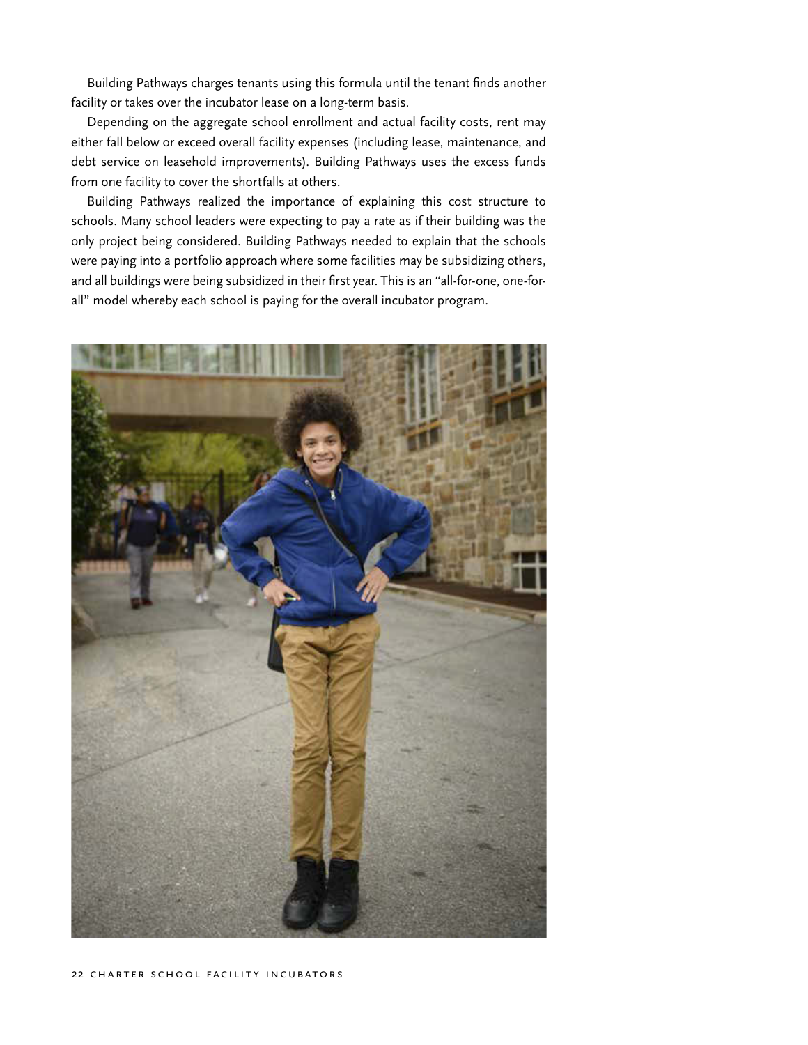Building Pathways charges tenants using this formula until the tenant finds another facility or takes over the incubator lease on a long-term basis.

Depending on the aggregate school enrollment and actual facility costs, rent may either fall below or exceed overall facility expenses (including lease, maintenance, and debt service on leasehold improvements). Building Pathways uses the excess funds from one facility to cover the shortfalls at others.

Building Pathways realized the importance of explaining this cost structure to schools. Many school leaders were expecting to pay a rate as if their building was the only project being considered. Building Pathways needed to explain that the schools were paying into a portfolio approach where some facilities may be subsidizing others, and all buildings were being subsidized in their first year. This is an "all-for-one, one-for-all" model whereby each school is paying for the overall incubator program.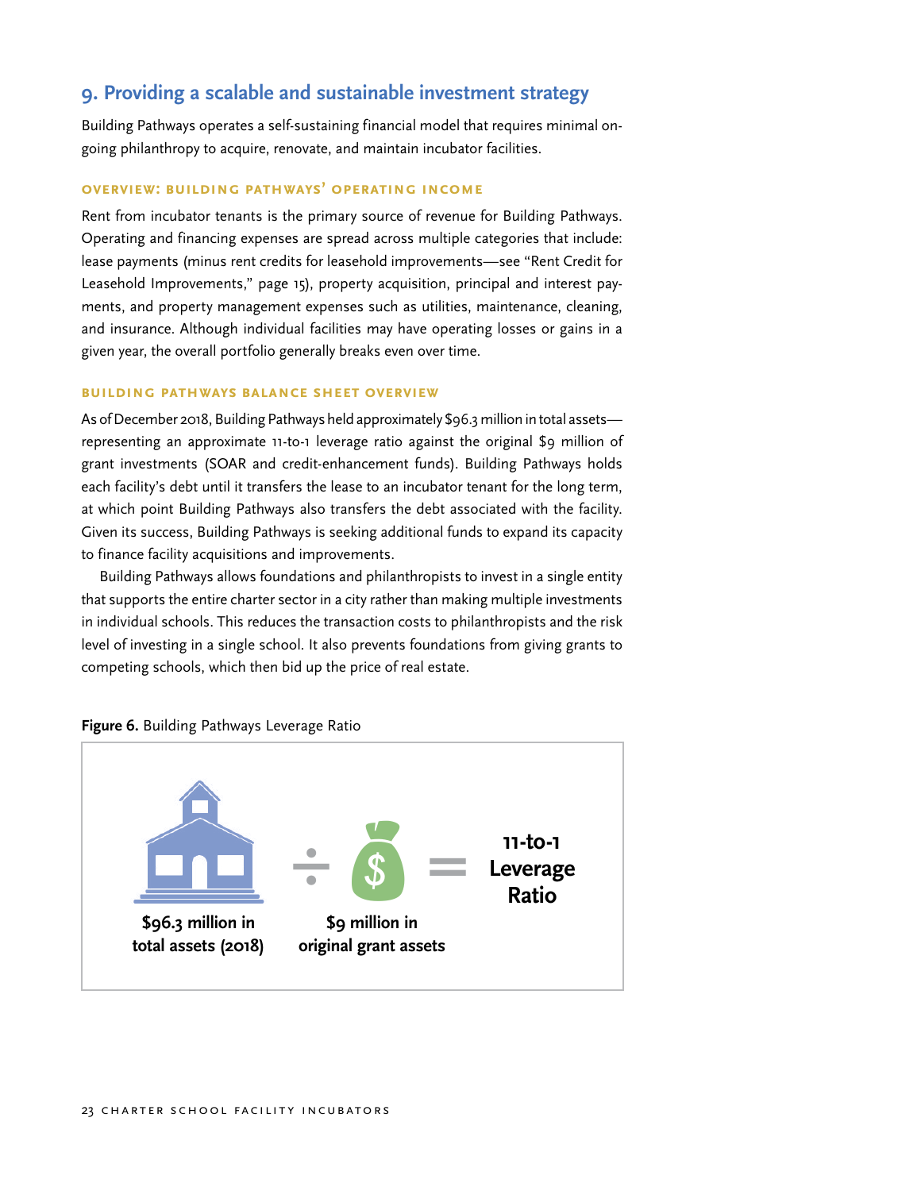## 9. Providing a scalable and sustainable investment strategy

Building Pathways operates a self-sustaining financial model that requires minimal ongoing philanthropy to acquire, renovate, and maintain incubator facilities.

### Overview: Building Pathways' Operating Income

Rent from incubator tenants is the primary source of revenue for Building Pathways. Operating and financing expenses are spread across multiple categories that include: lease payments (minus rent credits for leasehold improvements—see "Rent Credit for Leasehold Improvements," page 15), property acquisition, principal and interest payments, and property management expenses such as utilities, maintenance, cleaning, and insurance. Although individual facilities may have operating losses or gains in a given year, the overall portfolio generally breaks even over time.

### Building Pathways Balance Sheet Overview

As of December 2018, Building Pathways held approximately $96.3 million in total assets—representing an approximate 11-to-1 leverage ratio against the original $9 million of grant investments (SOAR and credit-enhancement funds). Building Pathways holds each facility's debt until it transfers the lease to an incubator tenant for the long term, at which point Building Pathways also transfers the debt associated with the facility. Given its success, Building Pathways is seeking additional funds to expand its capacity to finance facility acquisitions and improvements.

Building Pathways allows foundations and philanthropists to invest in a single entity that supports the entire charter sector in a city rather than making multiple investments in individual schools. This reduces the transaction costs to philanthropists and the risk level of investing in a single school. It also prevents foundations from giving grants to competing schools, which then bid up the price of real estate.

**Figure 6.** Building Pathways Leverage Ratio

**$96.3 million in total assets (2018)** ÷ **$9 million in original grant assets** = **11-to-1 Leverage Ratio**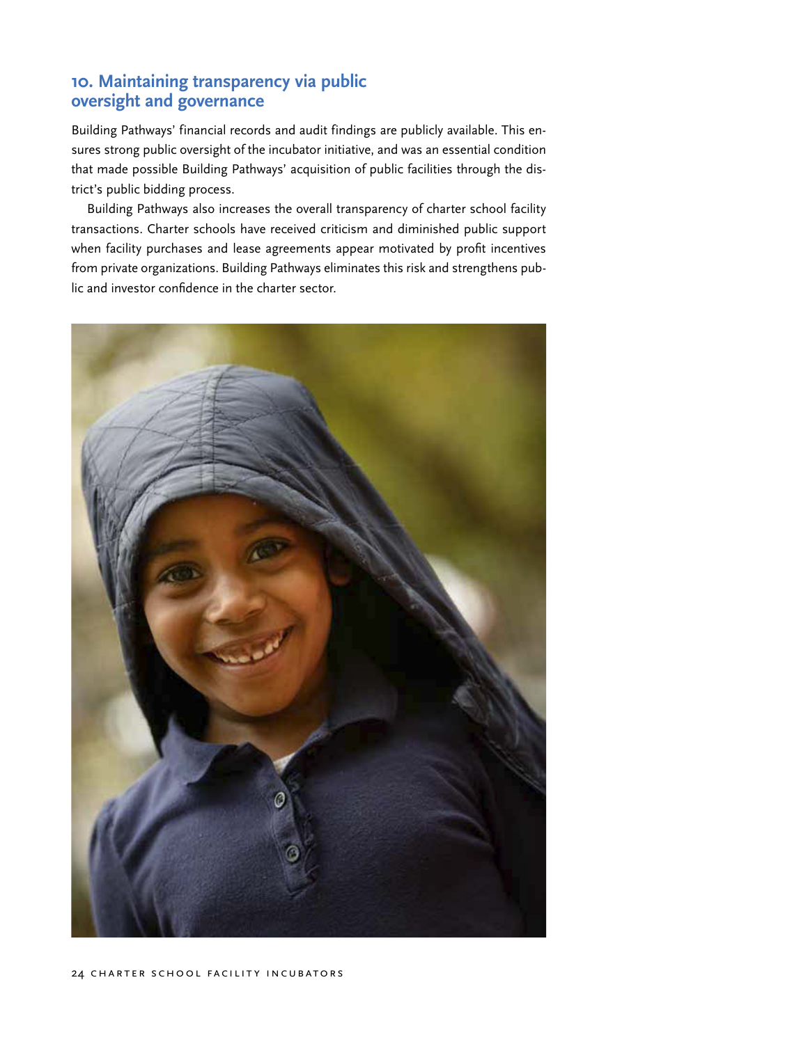## 10. Maintaining transparency via public oversight and governance

Building Pathways' financial records and audit findings are publicly available. This ensures strong public oversight of the incubator initiative, and was an essential condition that made possible Building Pathways' acquisition of public facilities through the district's public bidding process.

Building Pathways also increases the overall transparency of charter school facility transactions. Charter schools have received criticism and diminished public support when facility purchases and lease agreements appear motivated by profit incentives from private organizations. Building Pathways eliminates this risk and strengthens public and investor confidence in the charter sector.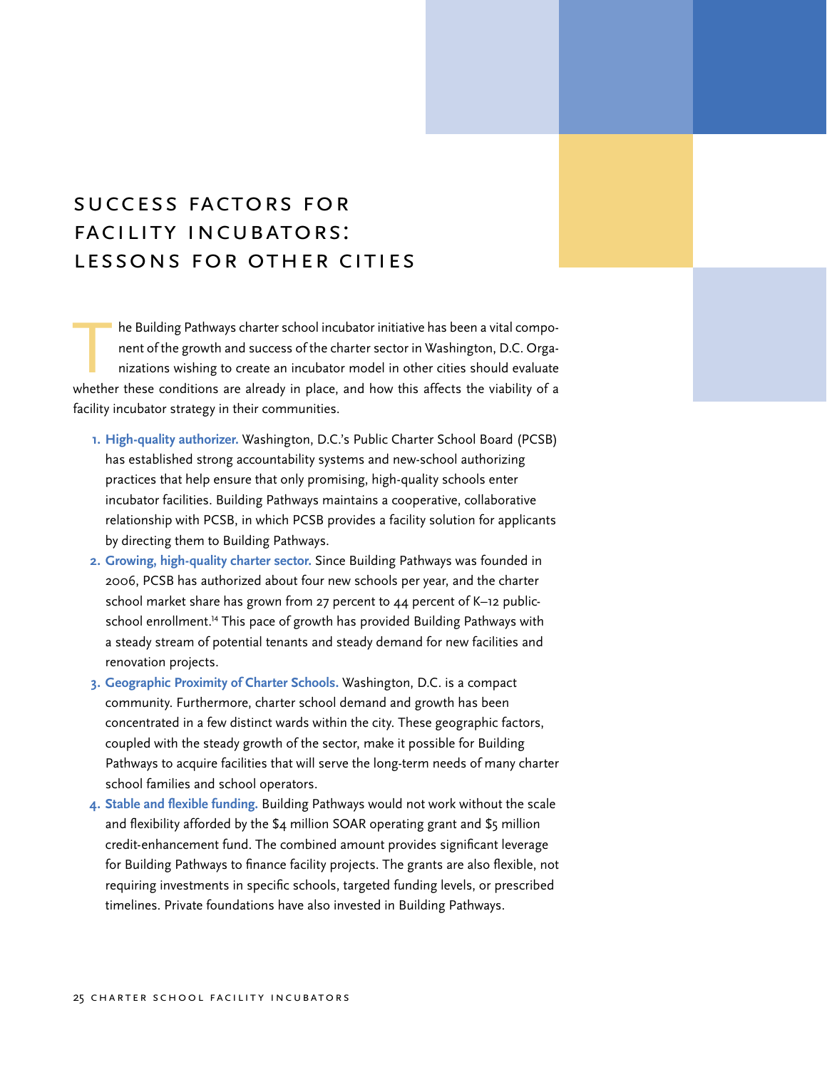# SUCCESS FACTORS FOR FACILITY INCUBATORS: LESSONS FOR OTHER CITIES

The Building Pathways charter school incubator initiative has been a vital component of the growth and success of the charter sector in Washington, D.C. Organizations wishing to create an incubator model in other cities should evaluate whether these conditions are already in place, and how this affects the viability of a facility incubator strategy in their communities.

1. **High-quality authorizer.** Washington, D.C.'s Public Charter School Board (PCSB) has established strong accountability systems and new-school authorizing practices that help ensure that only promising, high-quality schools enter incubator facilities. Building Pathways maintains a cooperative, collaborative relationship with PCSB, in which PCSB provides a facility solution for applicants by directing them to Building Pathways.
2. **Growing, high-quality charter sector.** Since Building Pathways was founded in 2006, PCSB has authorized about four new schools per year, and the charter school market share has grown from 27 percent to 44 percent of K–12 public-school enrollment.[14] This pace of growth has provided Building Pathways with a steady stream of potential tenants and steady demand for new facilities and renovation projects.
3. **Geographic Proximity of Charter Schools.** Washington, D.C. is a compact community. Furthermore, charter school demand and growth has been concentrated in a few distinct wards within the city. These geographic factors, coupled with the steady growth of the sector, make it possible for Building Pathways to acquire facilities that will serve the long-term needs of many charter school families and school operators.
4. **Stable and flexible funding.** Building Pathways would not work without the scale and flexibility afforded by the $4 million SOAR operating grant and $5 million credit-enhancement fund. The combined amount provides significant leverage for Building Pathways to finance facility projects. The grants are also flexible, not requiring investments in specific schools, targeted funding levels, or prescribed timelines. Private foundations have also invested in Building Pathways.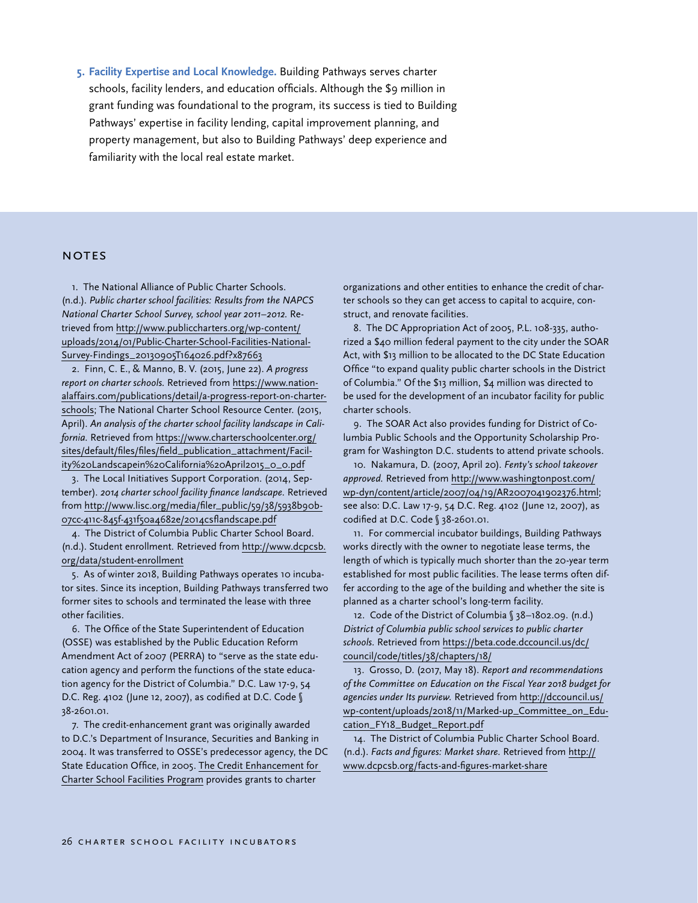5. **Facility Expertise and Local Knowledge.** Building Pathways serves charter schools, facility lenders, and education officials. Although the $9 million in grant funding was foundational to the program, its success is tied to Building Pathways' expertise in facility lending, capital improvement planning, and property management, but also to Building Pathways' deep experience and familiarity with the local real estate market.

## NOTES

1. The National Alliance of Public Charter Schools. (n.d.). *Public charter school facilities: Results from the NAPCS National Charter School Survey, school year 2011–2012.* Retrieved from http://www.publiccharters.org/wp-content/uploads/2014/01/Public-Charter-School-Facilities-National-Survey-Findings_20130905T164026.pdf?x87663

2. Finn, C. E., & Manno, B. V. (2015, June 22). *A progress report on charter schools.* Retrieved from https://www.nationalaffairs.com/publications/detail/a-progress-report-on-charter-schools; The National Charter School Resource Center. (2015, April). *An analysis of the charter school facility landscape in California.* Retrieved from https://www.charterschoolcenter.org/sites/default/files/files/field_publication_attachment/Facility%20Landscapein%20California%20April2015_0_0.pdf

3. The Local Initiatives Support Corporation. (2014, September). *2014 charter school facility finance landscape.* Retrieved from http://www.lisc.org/media/filer_public/59/38/5938b90b-07cc-411c-845f-431f50a4682e/2014csflandscape.pdf

4. The District of Columbia Public Charter School Board. (n.d.). Student enrollment. Retrieved from http://www.dcpcsb.org/data/student-enrollment

5. As of winter 2018, Building Pathways operates 10 incubator sites. Since its inception, Building Pathways transferred two former sites to schools and terminated the lease with three other facilities.

6. The Office of the State Superintendent of Education (OSSE) was established by the Public Education Reform Amendment Act of 2007 (PERRA) to "serve as the state education agency and perform the functions of the state education agency for the District of Columbia." D.C. Law 17-9, 54 D.C. Reg. 4102 (June 12, 2007), as codified at D.C. Code § 38-2601.01.

7. The credit-enhancement grant was originally awarded to D.C.'s Department of Insurance, Securities and Banking in 2004. It was transferred to OSSE's predecessor agency, the DC State Education Office, in 2005. The Credit Enhancement for Charter School Facilities Program provides grants to charter organizations and other entities to enhance the credit of charter schools so they can get access to capital to acquire, construct, and renovate facilities.

8. The DC Appropriation Act of 2005, P.L. 108-335, authorized a $40 million federal payment to the city under the SOAR Act, with $13 million to be allocated to the DC State Education Office "to expand quality public charter schools in the District of Columbia." Of the $13 million, $4 million was directed to be used for the development of an incubator facility for public charter schools.

9. The SOAR Act also provides funding for District of Columbia Public Schools and the Opportunity Scholarship Program for Washington D.C. students to attend private schools.

10. Nakamura, D. (2007, April 20). *Fenty's school takeover approved.* Retrieved from http://www.washingtonpost.com/wp-dyn/content/article/2007/04/19/AR2007041902376.html; see also: D.C. Law 17-9, 54 D.C. Reg. 4102 (June 12, 2007), as codified at D.C. Code § 38-2601.01.

11. For commercial incubator buildings, Building Pathways works directly with the owner to negotiate lease terms, the length of which is typically much shorter than the 20-year term established for most public facilities. The lease terms often differ according to the age of the building and whether the site is planned as a charter school's long-term facility.

12. Code of the District of Columbia § 38–1802.09. (n.d.) *District of Columbia public school services to public charter schools.* Retrieved from https://beta.code.dccouncil.us/dc/council/code/titles/38/chapters/18/

13. Grosso, D. (2017, May 18). *Report and recommendations of the Committee on Education on the Fiscal Year 2018 budget for agencies under Its purview.* Retrieved from http://dccouncil.us/wp-content/uploads/2018/11/Marked-up_Committee_on_Education_FY18_Budget_Report.pdf

14. The District of Columbia Public Charter School Board. (n.d.). *Facts and figures: Market share.* Retrieved from http://www.dcpcsb.org/facts-and-figures-market-share